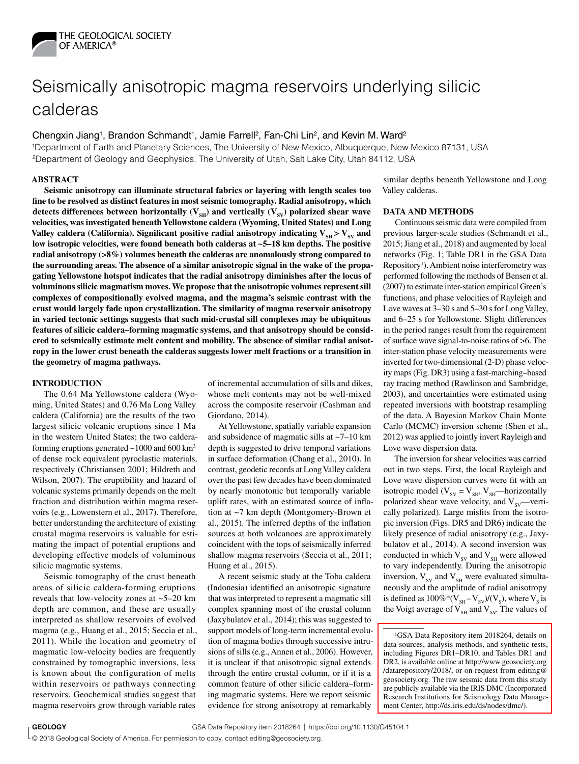# Seismically anisotropic magma reservoirs underlying silicic calderas

Chengxin Jiang[1], Brandon Schmandt[1], Jamie Farrell[2], Fan-Chi Lin[2], and Kevin M. Ward[2]

[1]Department of Earth and Planetary Sciences, The University of New Mexico, Albuquerque, New Mexico 87131, USA
[2]Department of Geology and Geophysics, The University of Utah, Salt Lake City, Utah 84112, USA

## ABSTRACT

**Seismic anisotropy can illuminate structural fabrics or layering with length scales too fine to be resolved as distinct features in most seismic tomography. Radial anisotropy, which detects differences between horizontally ($V_{SH}$) and vertically ($V_{SV}$) polarized shear wave velocities, was investigated beneath Yellowstone caldera (Wyoming, United States) and Long Valley caldera (California). Significant positive radial anisotropy indicating $V_{SH} > V_{SV}$ and low isotropic velocities, were found beneath both calderas at ~5–18 km depths. The positive radial anisotropy (>8%) volumes beneath the calderas are anomalously strong compared to the surrounding areas. The absence of a similar anisotropic signal in the wake of the propagating Yellowstone hotspot indicates that the radial anisotropy diminishes after the locus of voluminous silicic magmatism moves. We propose that the anisotropic volumes represent sill complexes of compositionally evolved magma, and the magma's seismic contrast with the crust would largely fade upon crystallization. The similarity of magma reservoir anisotropy in varied tectonic settings suggests that such mid-crustal sill complexes may be ubiquitous features of silicic caldera–forming magmatic systems, and that anisotropy should be considered to seismically estimate melt content and mobility. The absence of similar radial anisotropy in the lower crust beneath the calderas suggests lower melt fractions or a transition in the geometry of magma pathways.**

## INTRODUCTION

The 0.64 Ma Yellowstone caldera (Wyoming, United States) and 0.76 Ma Long Valley caldera (California) are the results of the two largest silicic volcanic eruptions since 1 Ma in the western United States; the two caldera-forming eruptions generated ~1000 and 600 km$^3$ of dense rock equivalent pyroclastic materials, respectively (Christiansen 2001; Hildreth and Wilson, 2007). The eruptibility and hazard of volcanic systems primarily depends on the melt fraction and distribution within magma reservoirs (e.g., Lowenstern et al., 2017). Therefore, better understanding the architecture of existing crustal magma reservoirs is valuable for estimating the impact of potential eruptions and developing effective models of voluminous silicic magmatic systems.

Seismic tomography of the crust beneath areas of silicic caldera-forming eruptions reveals that low-velocity zones at ~5–20 km depth are common, and these are usually interpreted as shallow reservoirs of evolved magma (e.g., Huang et al., 2015; Seccia et al., 2011). While the location and geometry of magmatic low-velocity bodies are frequently constrained by tomographic inversions, less is known about the configuration of melts within reservoirs or pathways connecting reservoirs. Geochemical studies suggest that magma reservoirs grow through variable rates of incremental accumulation of sills and dikes, whose melt contents may not be well-mixed across the composite reservoir (Cashman and Giordano, 2014).

At Yellowstone, spatially variable expansion and subsidence of magmatic sills at ~7–10 km depth is suggested to drive temporal variations in surface deformation (Chang et al., 2010). In contrast, geodetic records at Long Valley caldera over the past few decades have been dominated by nearly monotonic but temporally variable uplift rates, with an estimated source of inflation at ~7 km depth (Montgomery-Brown et al., 2015). The inferred depths of the inflation sources at both volcanoes are approximately coincident with the tops of seismically inferred shallow magma reservoirs (Seccia et al., 2011; Huang et al., 2015).

A recent seismic study at the Toba caldera (Indonesia) identified an anisotropic signature that was interpreted to represent a magmatic sill complex spanning most of the crustal column (Jaxybulatov et al., 2014); this was suggested to support models of long-term incremental evolution of magma bodies through successive intrusions of sills (e.g., Annen et al., 2006). However, it is unclear if that anisotropic signal extends through the entire crustal column, or if it is a common feature of other silicic caldera–forming magmatic systems. Here we report seismic evidence for strong anisotropy at remarkably similar depths beneath Yellowstone and Long Valley calderas.

## DATA AND METHODS

Continuous seismic data were compiled from previous larger-scale studies (Schmandt et al., 2015; Jiang et al., 2018) and augmented by local networks (Fig. 1; Table DR1 in the GSA Data Repository[1]). Ambient noise interferometry was performed following the methods of Bensen et al. (2007) to estimate inter-station empirical Green's functions, and phase velocities of Rayleigh and Love waves at 3–30 s and 5–30 s for Long Valley, and 6–25 s for Yellowstone. Slight differences in the period ranges result from the requirement of surface wave signal-to-noise ratios of >6. The inter-station phase velocity measurements were inverted for two-dimensional (2-D) phase velocity maps (Fig. DR3) using a fast-marching–based ray tracing method (Rawlinson and Sambridge, 2003), and uncertainties were estimated using repeated inversions with bootstrap resampling of the data. A Bayesian Markov Chain Monte Carlo (MCMC) inversion scheme (Shen et al., 2012) was applied to jointly invert Rayleigh and Love wave dispersion data.

The inversion for shear velocities was carried out in two steps. First, the local Rayleigh and Love wave dispersion curves were fit with an isotropic model ($V_{SV} = V_{SH}$, $V_{SH}$—horizontally polarized shear wave velocity, and $V_{SV}$—vertically polarized). Large misfits from the isotropic inversion (Figs. DR5 and DR6) indicate the likely presence of radial anisotropy (e.g., Jaxybulatov et al., 2014). A second inversion was conducted in which $V_{SV}$ and $V_{SH}$ were allowed to vary independently. During the anisotropic inversion, $V_{SV}$ and $V_{SH}$ were evaluated simultaneously and the amplitude of radial anisotropy is defined as $100\%*(V_{SH} - V_{SV})/(V_S)$, where $V_S$ is the Voigt average of $V_{SH}$ and $V_{SV}$. The values of

[1]GSA Data Repository item 2018264, details on data sources, analysis methods, and synthetic tests, including Figures DR1–DR10, and Tables DR1 and DR2, is available online at http://www.geosociety.org/datarepository/2018/, or on request from editing@geosociety.org. The raw seismic data from this study are publicly available via the IRIS DMC (Incorporated Research Institutions for Seismology Data Management Center, http://ds.iris.edu/ds/nodes/dmc/).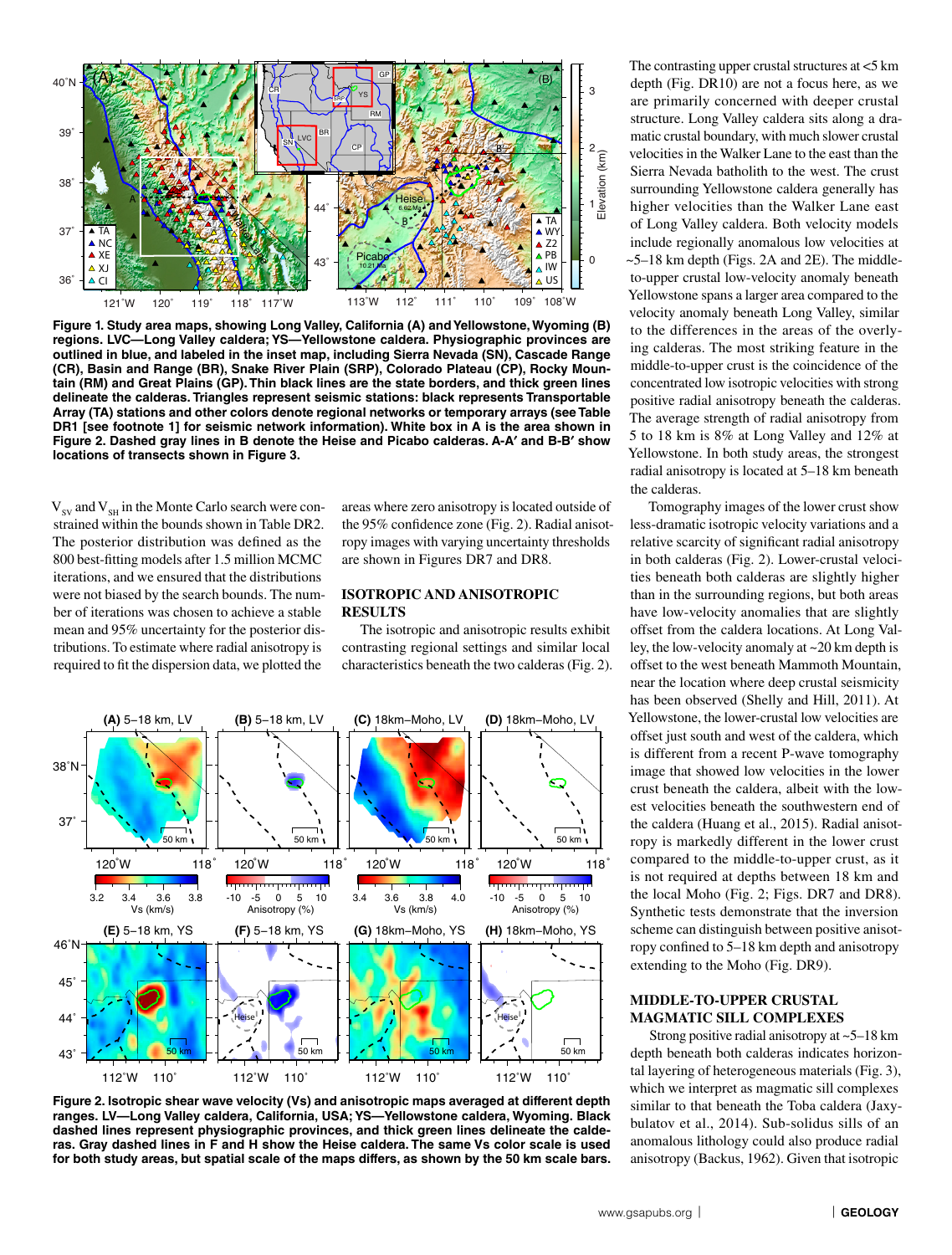Figure 1. Study area maps, showing Long Valley, California (A) and Yellowstone, Wyoming (B) regions. LVC—Long Valley caldera; YS—Yellowstone caldera. Physiographic provinces are outlined in blue, and labeled in the inset map, including Sierra Nevada (SN), Cascade Range (CR), Basin and Range (BR), Snake River Plain (SRP), Colorado Plateau (CP), Rocky Mountain (RM) and Great Plains (GP). Thin black lines are the state borders, and thick green lines delineate the calderas. Triangles represent seismic stations: black represents Transportable Array (TA) stations and other colors denote regional networks or temporary arrays (see Table DR1 [see footnote 1] for seismic network information). White box in A is the area shown in Figure 2. Dashed gray lines in B denote the Heise and Picabo calderas. A-A′ and B-B′ show locations of transects shown in Figure 3.

$V_{SV}$ and $V_{SH}$ in the Monte Carlo search were constrained within the bounds shown in Table DR2. The posterior distribution was defined as the 800 best-fitting models after 1.5 million MCMC iterations, and we ensured that the distributions were not biased by the search bounds. The number of iterations was chosen to achieve a stable mean and 95% uncertainty for the posterior distributions. To estimate where radial anisotropy is required to fit the dispersion data, we plotted the areas where zero anisotropy is located outside of the 95% confidence zone (Fig. 2). Radial anisotropy images with varying uncertainty thresholds are shown in Figures DR7 and DR8.

## ISOTROPIC AND ANISOTROPIC RESULTS

The isotropic and anisotropic results exhibit contrasting regional settings and similar local characteristics beneath the two calderas (Fig. 2).

The contrasting upper crustal structures at <5 km depth (Fig. DR10) are not a focus here, as we are primarily concerned with deeper crustal structure. Long Valley caldera sits along a dramatic crustal boundary, with much slower crustal velocities in the Walker Lane to the east than the Sierra Nevada batholith to the west. The crust surrounding Yellowstone caldera generally has higher velocities than the Walker Lane east of Long Valley caldera. Both velocity models include regionally anomalous low velocities at ~5–18 km depth (Figs. 2A and 2E). The middle-to-upper crustal low-velocity anomaly beneath Yellowstone spans a larger area compared to the velocity anomaly beneath Long Valley, similar to the differences in the areas of the overlying calderas. The most striking feature in the middle-to-upper crust is the coincidence of the concentrated low isotropic velocities with strong positive radial anisotropy beneath the calderas. The average strength of radial anisotropy from 5 to 18 km is 8% at Long Valley and 12% at Yellowstone. In both study areas, the strongest radial anisotropy is located at 5–18 km beneath the calderas.

Tomography images of the lower crust show less-dramatic isotropic velocity variations and a relative scarcity of significant radial anisotropy in both calderas (Fig. 2). Lower-crustal velocities beneath both calderas are slightly higher than in the surrounding regions, but both areas have low-velocity anomalies that are slightly offset from the caldera locations. At Long Valley, the low-velocity anomaly at ~20 km depth is offset to the west beneath Mammoth Mountain, near the location where deep crustal seismicity has been observed (Shelly and Hill, 2011). At Yellowstone, the lower-crustal low velocities are offset just south and west of the caldera, which is different from a recent P-wave tomography image that showed low velocities in the lower crust beneath the caldera, albeit with the lowest velocities beneath the southwestern end of the caldera (Huang et al., 2015). Radial anisotropy is markedly different in the lower crust compared to the middle-to-upper crust, as it is not required at depths between 18 km and the local Moho (Fig. 2; Figs. DR7 and DR8). Synthetic tests demonstrate that the inversion scheme can distinguish between positive anisotropy confined to 5–18 km depth and anisotropy extending to the Moho (Fig. DR9).

Figure 2. Isotropic shear wave velocity (Vs) and anisotropic maps averaged at different depth ranges. LV—Long Valley caldera, California, USA; YS—Yellowstone caldera, Wyoming. Black dashed lines represent physiographic provinces, and thick green lines delineate the calderas. Gray dashed lines in F and H show the Heise caldera. The same Vs color scale is used for both study areas, but spatial scale of the maps differs, as shown by the 50 km scale bars.

## MIDDLE-TO-UPPER CRUSTAL MAGMATIC SILL COMPLEXES

Strong positive radial anisotropy at ~5–18 km depth beneath both calderas indicates horizontal layering of heterogeneous materials (Fig. 3), which we interpret as magmatic sill complexes similar to the Toba caldera (Jaxybulatov et al., 2014). Sub-solidus sills of an anomalous lithology could also produce radial anisotropy (Backus, 1962). Given that isotropic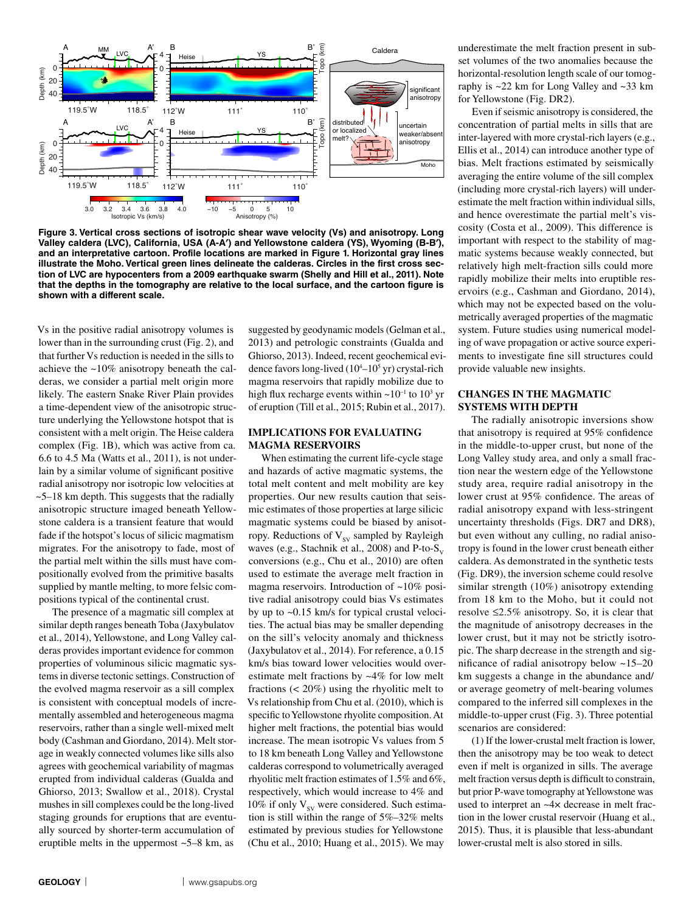**Figure 3. Vertical cross sections of isotropic shear wave velocity (Vs) and anisotropy. Long Valley caldera (LVC), California, USA (A-A′) and Yellowstone caldera (YS), Wyoming (B-B′), and an interpretative cartoon. Profile locations are marked in Figure 1. Horizontal gray lines illustrate the Moho. Vertical green lines delineate the calderas. Circles in the first cross section of LVC are hypocenters from a 2009 earthquake swarm (Shelly and Hill et al., 2011). Note that the depths in the tomography are relative to the local surface, and the cartoon figure is shown with a different scale.**

Vs in the positive radial anisotropy volumes is lower than in the surrounding crust (Fig. 2), and that further Vs reduction is needed in the sills to achieve the ~10% anisotropy beneath the calderas, we consider a partial melt origin more likely. The eastern Snake River Plain provides a time-dependent view of the anisotropic structure underlying the Yellowstone hotspot that is consistent with a melt origin. The Heise caldera complex (Fig. 1B), which was active from ca. 6.6 to 4.5 Ma (Watts et al., 2011), is not underlain by a similar volume of significant positive radial anisotropy nor isotropic low velocities at ~5–18 km depth. This suggests that the radially anisotropic structure imaged beneath Yellowstone caldera is a transient feature that would fade if the hotspot's locus of silicic magmatism migrates. For the anisotropy to fade, most of the partial melt within the sills must have compositionally evolved from the primitive basalts supplied by mantle melting, to more felsic compositions typical of the continental crust.

The presence of a magmatic sill complex at similar depth ranges beneath Toba (Jaxybulatov et al., 2014), Yellowstone, and Long Valley calderas provides important evidence for common properties of voluminous silicic magmatic systems in diverse tectonic settings. Construction of the evolved magma reservoir as a sill complex is consistent with conceptual models of incrementally assembled and heterogeneous magma reservoirs, rather than a single well-mixed melt body (Cashman and Giordano, 2014). Melt storage in weakly connected volumes like sills also agrees with geochemical variability of magmas erupted from individual calderas (Gualda and Ghiorso, 2013; Swallow et al., 2018). Crystal mushes in sill complexes could be the long-lived staging grounds for eruptions that are eventually sourced by shorter-term accumulation of eruptible melts in the uppermost ~5–8 km, as suggested by geodynamic models (Gelman et al., 2013) and petrologic constraints (Gualda and Ghiorso, 2013). Indeed, recent geochemical evidence favors long-lived ($10^4$–$10^5$ yr) crystal-rich magma reservoirs that rapidly mobilize due to high flux recharge events within ~$10^{-1}$ to $10^3$ yr of eruption (Till et al., 2015; Rubin et al., 2017).

## IMPLICATIONS FOR EVALUATING MAGMA RESERVOIRS

When estimating the current life-cycle stage and hazards of active magmatic systems, the total melt content and melt mobility are key properties. Our new results caution that seismic estimates of those properties at large silicic magmatic systems could be biased by anisotropy. Reductions of $V_{SV}$ sampled by Rayleigh waves (e.g., Stachnik et al., 2008) and P-to-$S_V$ conversions (e.g., Chu et al., 2010) are often used to estimate the average melt fraction in magma reservoirs. Introduction of ~10% positive radial anisotropy could bias Vs estimates by up to ~0.15 km/s for typical crustal velocities. The actual bias may be smaller depending on the sill's velocity anomaly and thickness (Jaxybulatov et al., 2014). For reference, a 0.15 km/s bias toward lower velocities would overestimate melt fractions by ~4% for low melt fractions (< 20%) using the rhyolitic melt to Vs relationship from Chu et al. (2010), which is specific to Yellowstone rhyolite composition. At higher melt fractions, the potential bias would increase. The mean isotropic Vs values from 5 to 18 km beneath Long Valley and Yellowstone calderas correspond to volumetrically averaged rhyolitic melt fraction estimates of 1.5% and 6%, respectively, which would increase to 4% and 10% if only $V_{SV}$ were considered. Such estimation is still within the range of 5%–32% melts estimated by previous studies for Yellowstone (Chu et al., 2010; Huang et al., 2015). We may underestimate the melt fraction present in subset volumes of the two anomalies because the horizontal-resolution length scale of our tomography is ~22 km for Long Valley and ~33 km for Yellowstone (Fig. DR2).

Even if seismic anisotropy is considered, the concentration of partial melts in sills that are inter-layered with more crystal-rich layers (e.g., Ellis et al., 2014) can introduce another type of bias. Melt fractions estimated by seismically averaging the entire volume of the sill complex (including more crystal-rich layers) will underestimate the melt fraction within individual sills, and hence overestimate the partial melt's viscosity (Costa et al., 2009). This difference is important with respect to the stability of magmatic systems because weakly connected, but relatively high melt-fraction sills could more rapidly mobilize their melts into eruptible reservoirs (e.g., Cashman and Giordano, 2014), which may not be expected based on the volumetrically averaged properties of the magmatic system. Future studies using numerical modeling of wave propagation or active source experiments to investigate fine sill structures could provide valuable new insights.

## CHANGES IN THE MAGMATIC SYSTEMS WITH DEPTH

The radially anisotropic inversions show that anisotropy is required at 95% confidence in the middle-to-upper crust, but none of the Long Valley study area, and only a small fraction near the western edge of the Yellowstone study area, require radial anisotropy in the lower crust at 95% confidence. The areas of radial anisotropy expand with less-stringent uncertainty thresholds (Figs. DR7 and DR8), but even without any culling, no radial anisotropy is found in the lower crust beneath either caldera. As demonstrated in the synthetic tests (Fig. DR9), the inversion scheme could resolve similar strength (10%) anisotropy extending from 18 km to the Moho, but it could not resolve ≤2.5% anisotropy. So, it is clear that the magnitude of anisotropy decreases in the lower crust, but it may not be strictly isotropic. The sharp decrease in the strength and significance of radial anisotropy below ~15–20 km suggests a change in the abundance and/or average geometry of melt-bearing volumes compared to the inferred sill complexes in the middle-to-upper crust (Fig. 3). Three potential scenarios are considered:

(1) If the lower-crustal melt fraction is lower, then the anisotropy may be too weak to detect even if melt is organized in sills. The average melt fraction versus depth is difficult to constrain, but prior P-wave tomography at Yellowstone was used to interpret an ~4× decrease in melt fraction in the lower crustal reservoir (Huang et al., 2015). Thus, it is plausible that less-abundant lower-crustal melt is also stored in sills.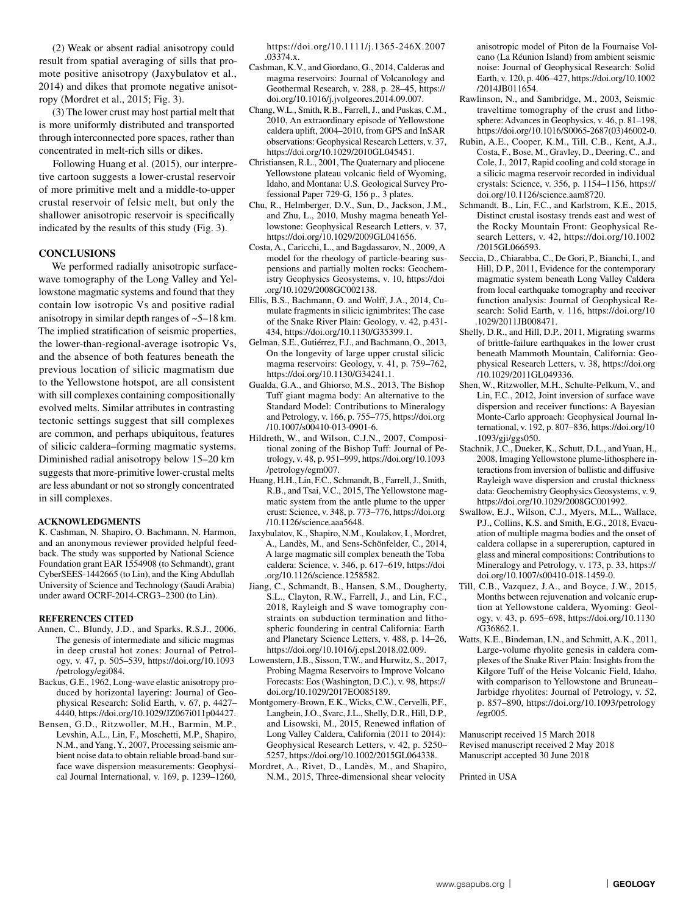(2) Weak or absent radial anisotropy could result from spatial averaging of sills that promote positive anisotropy (Jaxybulatov et al., 2014) and dikes that promote negative anisotropy (Mordret et al., 2015; Fig. 3).

(3) The lower crust may host partial melt that is more uniformly distributed and transported through interconnected pore spaces, rather than concentrated in melt-rich sills or dikes.

Following Huang et al. (2015), our interpretive cartoon suggests a lower-crustal reservoir of more primitive melt and a middle-to-upper crustal reservoir of felsic melt, but only the shallower anisotropic reservoir is specifically indicated by the results of this study (Fig. 3).

## CONCLUSIONS

We performed radially anisotropic surface-wave tomography of the Long Valley and Yellowstone magmatic systems and found that they contain low isotropic Vs and positive radial anisotropy in similar depth ranges of ~5–18 km. The implied stratification of seismic properties, the lower-than-regional-average isotropic Vs, and the absence of both features beneath the previous location of silicic magmatism due to the Yellowstone hotspot, are all consistent with sill complexes containing compositionally evolved melts. Similar attributes in contrasting tectonic settings suggest that sill complexes are common, and perhaps ubiquitous, features of silicic caldera–forming magmatic systems. Diminished radial anisotropy below 15–20 km suggests that more-primitive lower-crustal melts are less abundant or not so strongly concentrated in sill complexes.

## ACKNOWLEDGMENTS

K. Cashman, N. Shapiro, O. Bachmann, N. Harmon, and an anonymous reviewer provided helpful feedback. The study was supported by National Science Foundation grant EAR 1554908 (to Schmandt), grant CyberSEES-1442665 (to Lin), and the King Abdullah University of Science and Technology (Saudi Arabia) under award OCRF-2014-CRG3–2300 (to Lin).

## REFERENCES CITED

Annen, C., Blundy, J.D., and Sparks, R.S.J., 2006, The genesis of intermediate and silicic magmas in deep crustal hot zones: Journal of Petrology, v. 47, p. 505–539, https://doi.org/10.1093/petrology/egi084.

Backus, G.E., 1962, Long-wave elastic anisotropy produced by horizontal layering: Journal of Geophysical Research: Solid Earth, v. 67, p. 4427–4440, https://doi.org/10.1029/JZ067i011p04427.

Bensen, G.D., Ritzwoller, M.H., Barmin, M.P., Levshin, A.L., Lin, F., Moschetti, M.P., Shapiro, N.M., and Yang, Y., 2007, Processing seismic ambient noise data to obtain reliable broad-band surface wave dispersion measurements: Geophysical Journal International, v. 169, p. 1239–1260, https://doi.org/10.1111/j.1365-246X.2007.03374.x.

Cashman, K.V., and Giordano, G., 2014, Calderas and magma reservoirs: Journal of Volcanology and Geothermal Research, v. 288, p. 28–45, https://doi.org/10.1016/j.jvolgeores.2014.09.007.

Chang, W.L., Smith, R.B., Farrell, J., and Puskas, C.M., 2010, An extraordinary episode of Yellowstone caldera uplift, 2004–2010, from GPS and InSAR observations: Geophysical Research Letters, v. 37, https://doi.org/10.1029/2010GL045451.

Christiansen, R.L., 2001, The Quaternary and pliocene Yellowstone plateau volcanic field of Wyoming, Idaho, and Montana: U.S. Geological Survey Professional Paper 729-G, 156 p., 3 plates.

Chu, R., Helmberger, D.V., Sun, D., Jackson, J.M., and Zhu, L., 2010, Mushy magma beneath Yellowstone: Geophysical Research Letters, v. 37, https://doi.org/10.1029/2009GL041656.

Costa, A., Caricchi, L., and Bagdassarov, N., 2009, A model for the rheology of particle-bearing suspensions and partially molten rocks: Geochemistry Geophysics Geosystems, v. 10, https://doi.org/10.1029/2008GC002138.

Ellis, B.S., Bachmann, O. and Wolff, J.A., 2014, Cumulate fragments in silicic ignimbrites: The case of the Snake River Plain: Geology, v. 42, p.431-434, https://doi.org/10.1130/G35399.1.

Gelman, S.E., Gutiérrez, F.J., and Bachmann, O., 2013, On the longevity of large upper crustal silicic magma reservoirs: Geology, v. 41, p. 759–762, https://doi.org/10.1130/G34241.1.

Gualda, G.A., and Ghiorso, M.S., 2013, The Bishop Tuff giant magma body: An alternative to the Standard Model: Contributions to Mineralogy and Petrology, v. 166, p. 755–775, https://doi.org/10.1007/s00410-013-0901-6.

Hildreth, W., and Wilson, C.J.N., 2007, Compositional zoning of the Bishop Tuff: Journal of Petrology, v. 48, p. 951–999, https://doi.org/10.1093/petrology/egm007.

Huang, H.H., Lin, F.C., Schmandt, B., Farrell, J., Smith, R.B., and Tsai, V.C., 2015, The Yellowstone magmatic system from the antle plume to the upper crust: Science, v. 348, p. 773–776, https://doi.org/10.1126/science.aaa5648.

Jaxybulatov, K., Shapiro, N.M., Koulakov, I., Mordret, A., Landès, M., and Sens-Schönfelder, C., 2014, A large magmatic sill complex beneath the Toba caldera: Science, v. 346, p. 617–619, https://doi.org/10.1126/science.1258582.

Jiang, C., Schmandt, B., Hansen, S.M., Dougherty, S.L., Clayton, R.W., Farrell, J., and Lin, F.C., 2018, Rayleigh and S wave tomography constraints on subduction termination and lithospheric foundering in central California: Earth and Planetary Science Letters, v. 488, p. 14–26, https://doi.org/10.1016/j.epsl.2018.02.009.

Lowenstern, J.B., Sisson, T.W., and Hurwitz, S., 2017, Probing Magma Reservoirs to Improve Volcano Forecasts: Eos (Washington, D.C.), v. 98, https://doi.org/10.1029/2017EO085189.

Montgomery-Brown, E.K., Wicks, C.W., Cervelli, P.F., Langbein, J.O., Svarc, J.L., Shelly, D.R., Hill, D.P., and Lisowski, M., 2015, Renewed inflation of Long Valley Caldera, California (2011 to 2014): Geophysical Research Letters, v. 42, p. 5250–5257, https://doi.org/10.1002/2015GL064338.

Mordret, A., Rivet, D., Landès, M., and Shapiro, N.M., 2015, Three-dimensional shear velocity anisotropic model of Piton de la Fournaise Volcano (La Réunion Island) from ambient seismic noise: Journal of Geophysical Research: Solid Earth, v. 120, p. 406–427, https://doi.org/10.1002/2014JB011654.

Rawlinson, N., and Sambridge, M., 2003, Seismic traveltime tomography of the crust and lithosphere: Advances in Geophysics, v. 46, p. 81–198, https://doi.org/10.1016/S0065-2687(03)46002-0.

Rubin, A.E., Cooper, K.M., Till, C.B., Kent, A.J., Costa, F., Bose, M., Gravley, D., Deering, C., and Cole, J., 2017, Rapid cooling and cold storage in a silicic magma reservoir recorded in individual crystals: Science, v. 356, p. 1154–1156, https://doi.org/10.1126/science.aam8720.

Schmandt, B., Lin, F.C., and Karlstrom, K.E., 2015, Distinct crustal isostasy trends east and west of the Rocky Mountain Front: Geophysical Research Letters, v. 42, https://doi.org/10.1002/2015GL066593.

Seccia, D., Chiarabba, C., De Gori, P., Bianchi, I., and Hill, D.P., 2011, Evidence for the contemporary magmatic system beneath Long Valley Caldera from local earthquake tomography and receiver function analysis: Journal of Geophysical Research: Solid Earth, v. 116, https://doi.org/10.1029/2011JB008471.

Shelly, D.R., and Hill, D.P., 2011, Migrating swarms of brittle-failure earthquakes in the lower crust beneath Mammoth Mountain, California: Geophysical Research Letters, v. 38, https://doi.org/10.1029/2011GL049336.

Shen, W., Ritzwoller, M.H., Schulte-Pelkum, V., and Lin, F.C., 2012, Joint inversion of surface wave dispersion and receiver functions: A Bayesian Monte-Carlo approach: Geophysical Journal International, v. 192, p. 807–836, https://doi.org/10.1093/gji/ggs050.

Stachnik, J.C., Dueker, K., Schutt, D.L., and Yuan, H., 2008, Imaging Yellowstone plume-lithosphere interactions from inversion of ballistic and diffusive Rayleigh wave dispersion and crustal thickness data: Geochemistry Geophysics Geosystems, v. 9, https://doi.org/10.1029/2008GC001992.

Swallow, E.J., Wilson, C.J., Myers, M.L., Wallace, P.J., Collins, K.S. and Smith, E.G., 2018, Evacuation of multiple magma bodies and the onset of caldera collapse in a supereruption, captured in glass and mineral compositions: Contributions to Mineralogy and Petrology, v. 173, p. 33, https://doi.org/10.1007/s00410-018-1459-0.

Till, C.B., Vazquez, J.A., and Boyce, J.W., 2015, Months between rejuvenation and volcanic eruption at Yellowstone caldera, Wyoming: Geology, v. 43, p. 695–698, https://doi.org/10.1130/G36862.1.

Watts, K.E., Bindeman, I.N., and Schmitt, A.K., 2011, Large-volume rhyolite genesis in caldera complexes of the Snake River Plain: Insights from the Kilgore Tuff of the Heise Volcanic Field, Idaho, with comparison to Yellowstone and Bruneau–Jarbidge rhyolites: Journal of Petrology, v. 52, p. 857–890, https://doi.org/10.1093/petrology/egr005.

Manuscript received 15 March 2018
Revised manuscript received 2 May 2018
Manuscript accepted 30 June 2018

Printed in USA